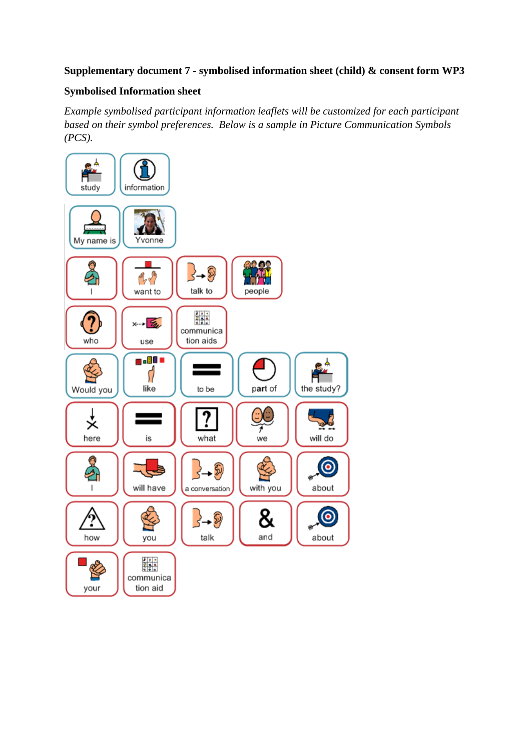**Supplementary document 7 - symbolised information sheet (child) & consent form WP3**

**Symbolised Information sheet**

*Example symbolised participant information leaflets will be customized for each participant based on their symbol preferences. Below is a sample in Picture Communication Symbols (PCS).*

study information

My name is Yvonne

I want to talk to people

who use communication aids

Would you like to be part of the study?

here is what we will do

I will have a conversation with you about

how you talk and about

your communication aid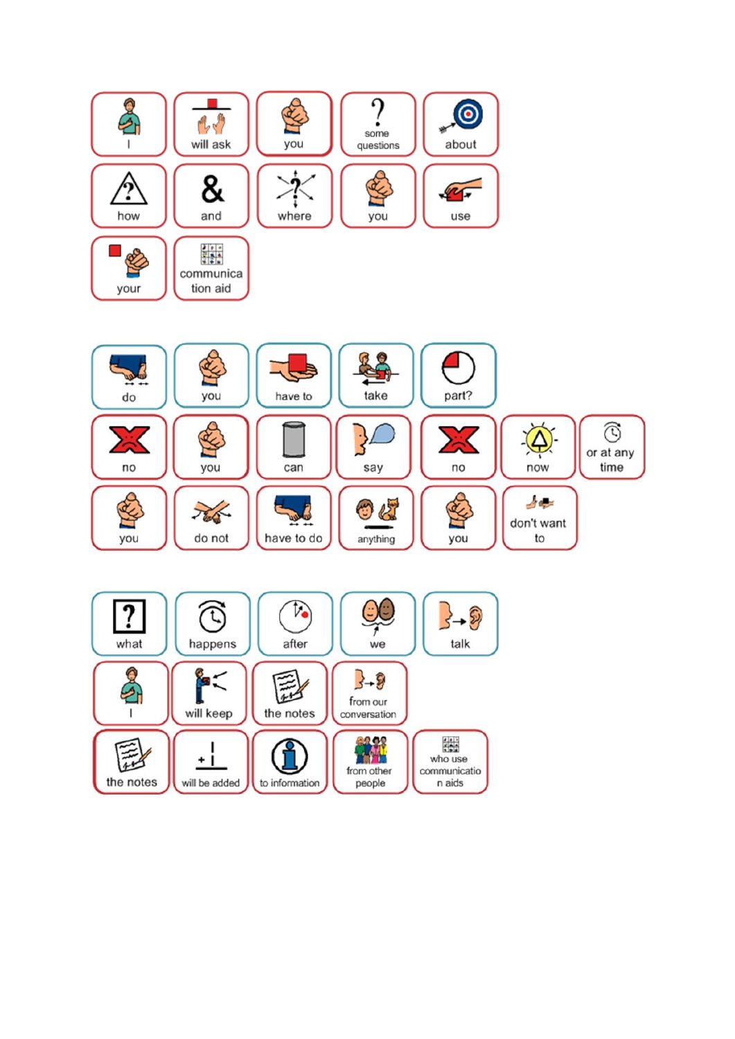I will ask you some questions about how and where you use your communication aid

do you have to take part? no you can say no now or at any time

you do not have to do anything you don't want to

what happens after we talk

I will keep the notes from our conversation

the notes will be added to information from other people who use communication aids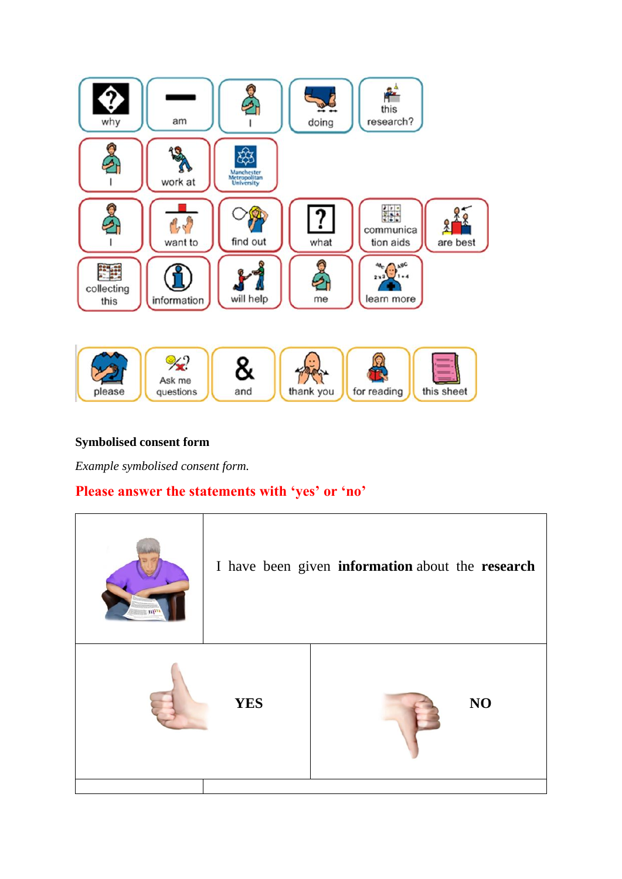why am I doing this research?

I work at Manchester Metropolitan University

I want to find out what communication aids are best

collecting this information will help me learn more

please Ask me questions and thank you for reading this sheet

**Symbolised consent form**

*Example symbolised consent form.*

**Please answer the statements with 'yes' or 'no'**

| | I have been given **information** about the **research** |
|---|---|
| **YES** | **NO** |
| | |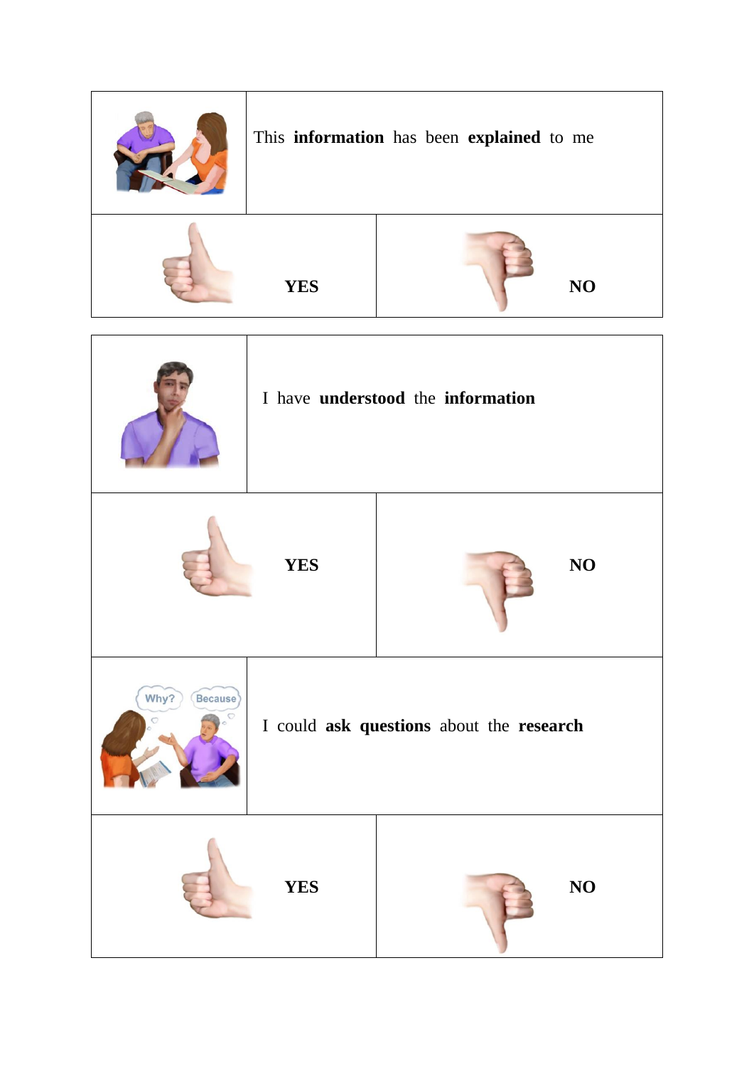| | |
|---|---|
| | This **information** has been **explained** to me |
| YES | NO |

| | |
|---|---|
| | I have **understood** the **information** |
| YES | NO |
| | I could **ask questions** about the **research** |
| YES | NO |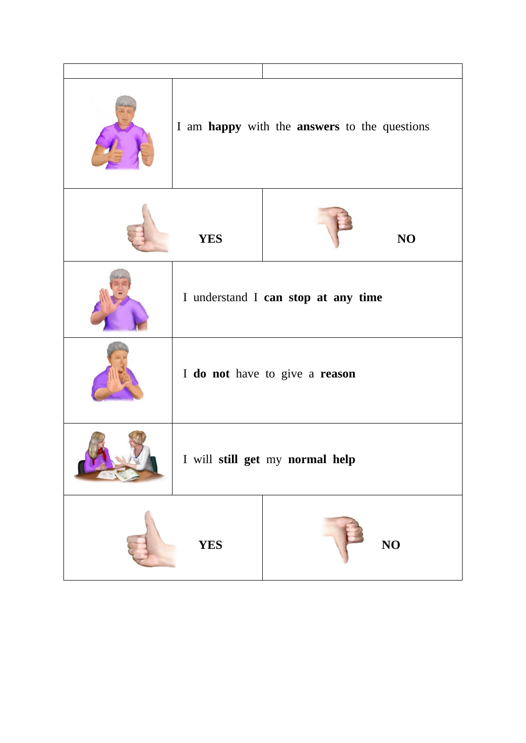| | |
|---|---|
| | I am **happy** with the **answers** to the questions |
| **YES** | **NO** |
| | I understand I **can stop at any time** |
| | I **do not** have to give a **reason** |
| | I will **still get** my **normal help** |
| **YES** | **NO** |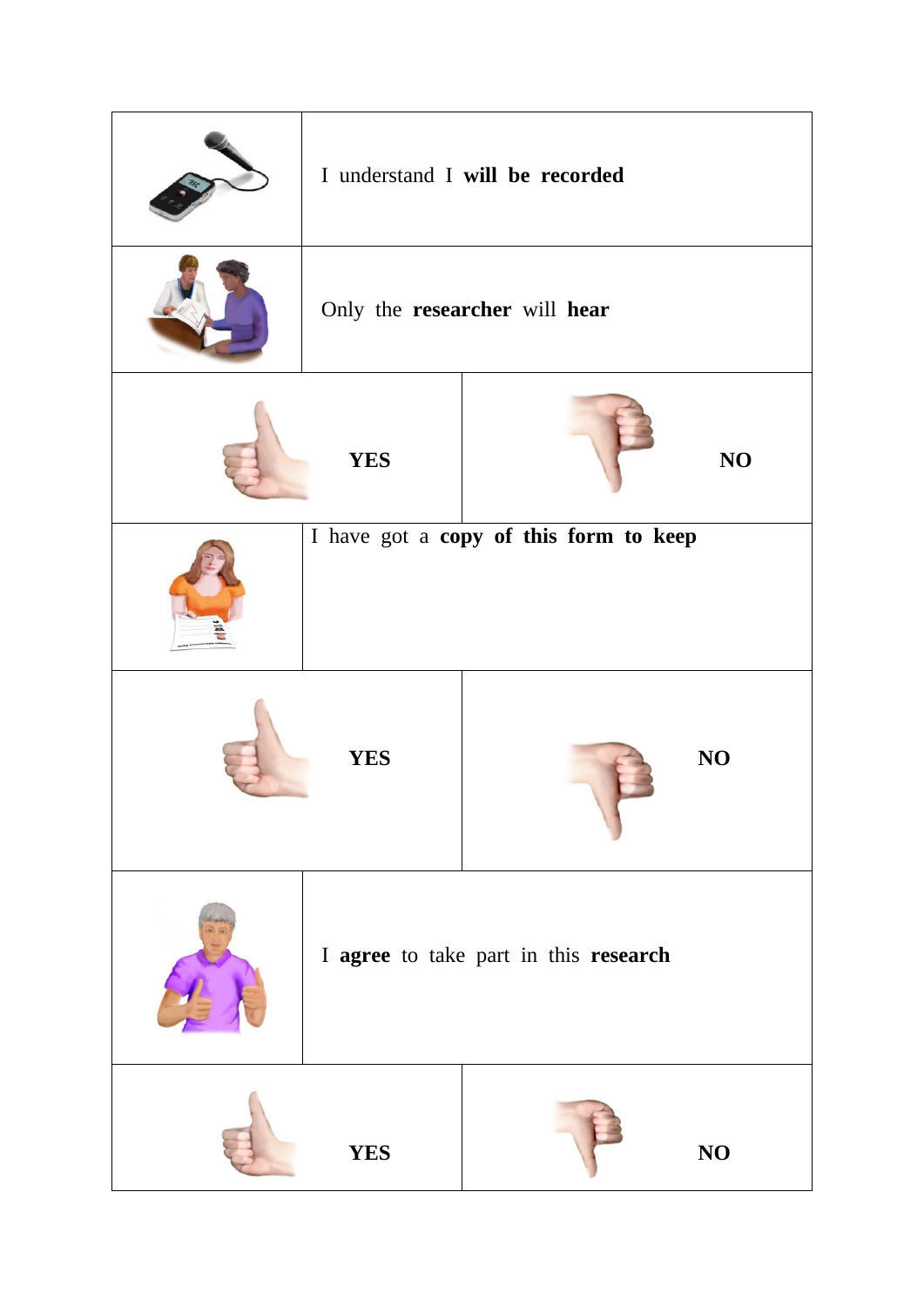| | |
|---|---|
| | I understand I **will be recorded** |
| | Only the **researcher** will **hear** |
| **YES** | **NO** |
| | I have got a **copy of this form to keep** |
| **YES** | **NO** |
| | I **agree** to take part in this **research** |
| **YES** | **NO** |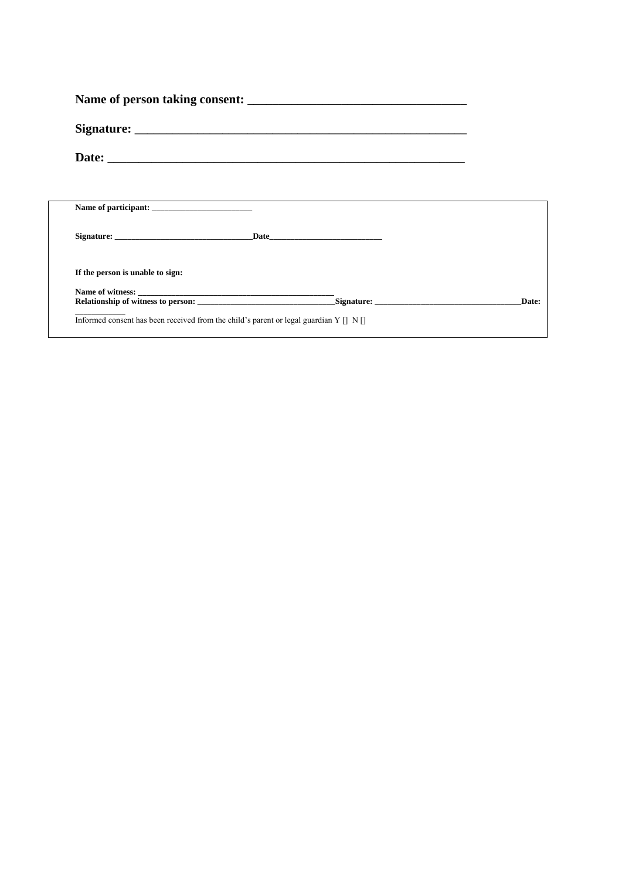**Name of person taking consent: ___________________________________**

**Signature: ____________________________________________________**

**Date: ________________________________________________________**

**Name of participant: _______________________**

**Signature: _________________________________Date___________________________**

**If the person is unable to sign:**

**Name of witness: ______________________________________________**

**Relationship of witness to person: _________________________________Signature: ___________________________________Date: ___________**

Informed consent has been received from the child's parent or legal guardian Y [] N []